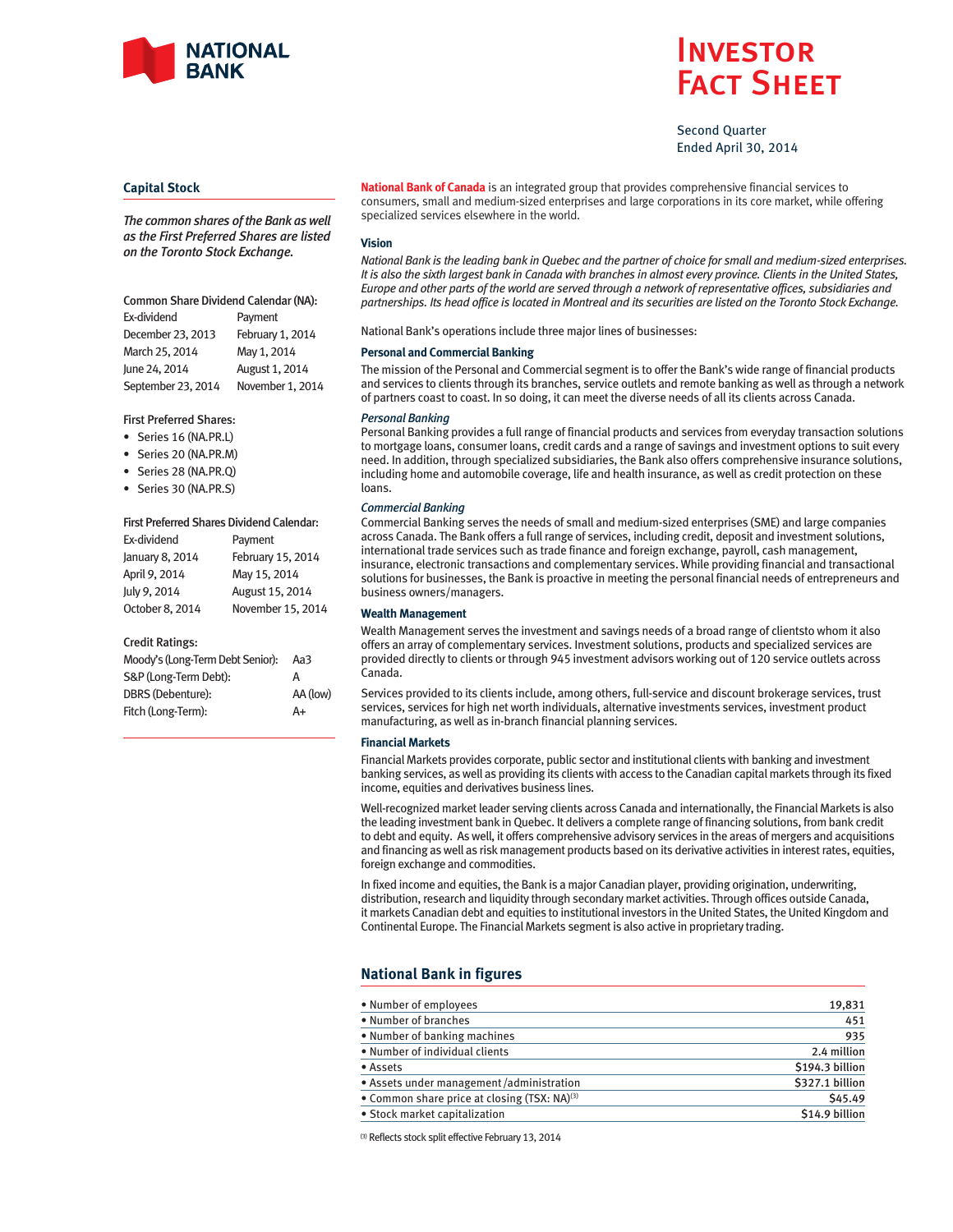NATIONAL BANK

# Investor Fact Sheet

Second Quarter
Ended April 30, 2014

## Capital Stock

*The common shares of the Bank as well as the First Preferred Shares are listed on the Toronto Stock Exchange.*

**Common Share Dividend Calendar (NA):**

| Ex-dividend | Payment |
|---|---|
| December 23, 2013 | February 1, 2014 |
| March 25, 2014 | May 1, 2014 |
| June 24, 2014 | August 1, 2014 |
| September 23, 2014 | November 1, 2014 |

**First Preferred Shares:**

- Series 16 (NA.PR.L)
- Series 20 (NA.PR.M)
- Series 28 (NA.PR.Q)
- Series 30 (NA.PR.S)

**First Preferred Shares Dividend Calendar:**

| Ex-dividend | Payment |
|---|---|
| January 8, 2014 | February 15, 2014 |
| April 9, 2014 | May 15, 2014 |
| July 9, 2014 | August 15, 2014 |
| October 8, 2014 | November 15, 2014 |

**Credit Ratings:**

| | |
|---|---|
| Moody's (Long-Term Debt Senior): | Aa3 |
| S&P (Long-Term Debt): | A |
| DBRS (Debenture): | AA (low) |
| Fitch (Long-Term): | A+ |

**National Bank of Canada** is an integrated group that provides comprehensive financial services to consumers, small and medium-sized enterprises and large corporations in its core market, while offering specialized services elsewhere in the world.

### Vision

*National Bank is the leading bank in Quebec and the partner of choice for small and medium-sized enterprises. It is also the sixth largest bank in Canada with branches in almost every province. Clients in the United States, Europe and other parts of the world are served through a network of representative offices, subsidiaries and partnerships. Its head office is located in Montreal and its securities are listed on the Toronto Stock Exchange.*

National Bank's operations include three major lines of businesses:

### Personal and Commercial Banking

The mission of the Personal and Commercial segment is to offer the Bank's wide range of financial products and services to clients through its branches, service outlets and remote banking as well as through a network of partners coast to coast. In so doing, it can meet the diverse needs of all its clients across Canada.

*Personal Banking*

Personal Banking provides a full range of financial products and services from everyday transaction solutions to mortgage loans, consumer loans, credit cards and a range of savings and investment options to suit every need. In addition, through specialized subsidiaries, the Bank also offers comprehensive insurance solutions, including home and automobile coverage, life and health insurance, as well as credit protection on these loans.

*Commercial Banking*

Commercial Banking serves the needs of small and medium-sized enterprises (SME) and large companies across Canada. The Bank offers a full range of services, including credit, deposit and investment solutions, international trade services such as trade finance and foreign exchange, payroll, cash management, insurance, electronic transactions and complementary services. While providing financial and transactional solutions for businesses, the Bank is proactive in meeting the personal financial needs of entrepreneurs and business owners/managers.

### Wealth Management

Wealth Management serves the investment and savings needs of a broad range of clientsto whom it also offers an array of complementary services. Investment solutions, products and specialized services are provided directly to clients or through 945 investment advisors working out of 120 service outlets across Canada.

Services provided to its clients include, among others, full-service and discount brokerage services, trust services, services for high net worth individuals, alternative investments services, investment product manufacturing, as well as in-branch financial planning services.

### Financial Markets

Financial Markets provides corporate, public sector and institutional clients with banking and investment banking services, as well as providing its clients with access to the Canadian capital markets through its fixed income, equities and derivatives business lines.

Well-recognized market leader serving clients across Canada and internationally, the Financial Markets is also the leading investment bank in Quebec. It delivers a complete range of financing solutions, from bank credit to debt and equity. As well, it offers comprehensive advisory services in the areas of mergers and acquisitions and financing as well as risk management products based on its derivative activities in interest rates, equities, foreign exchange and commodities.

In fixed income and equities, the Bank is a major Canadian player, providing origination, underwriting, distribution, research and liquidity through secondary market activities. Through offices outside Canada, it markets Canadian debt and equities to institutional investors in the United States, the United Kingdom and Continental Europe. The Financial Markets segment is also active in proprietary trading.

## National Bank in figures

| | |
|---|---|
| • Number of employees | 19,831 |
| • Number of branches | 451 |
| • Number of banking machines | 935 |
| • Number of individual clients | 2.4 million |
| • Assets | $194.3 billion |
| • Assets under management /administration | $327.1 billion |
| • Common share price at closing (TSX: NA)[3] | $45.49 |
| • Stock market capitalization | $14.9 billion |

[3] Reflects stock split effective February 13, 2014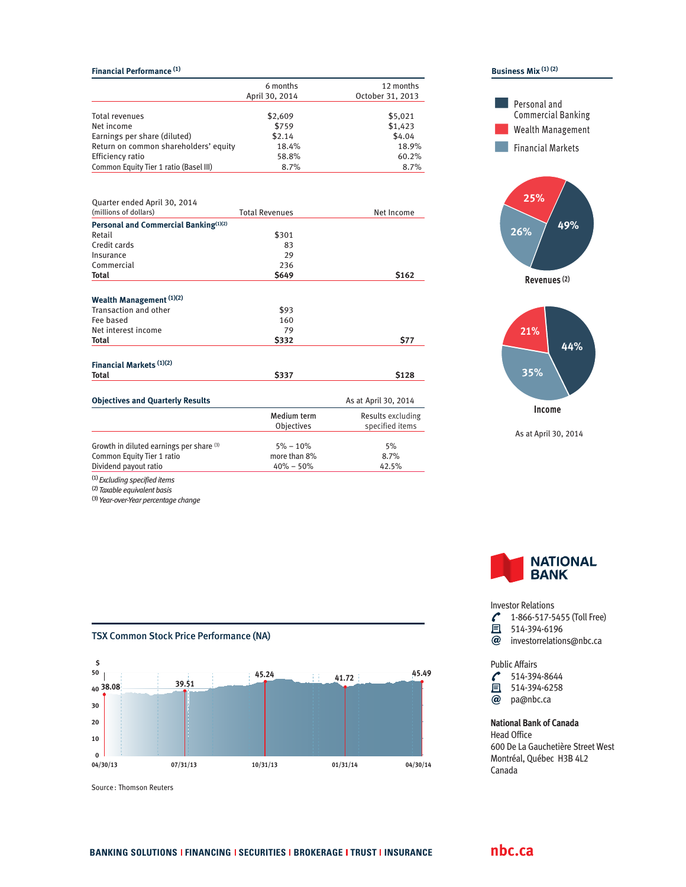### Financial Performance [1]

| | 6 months April 30, 2014 | 12 months October 31, 2013 |
|---|---|---|
| Total revenues | $2,609 | $5,021 |
| Net income | $759 | $1,423 |
| Earnings per share (diluted) | $2.14 | $4.04 |
| Return on common shareholders' equity | 18.4% | 18.9% |
| Efficiency ratio | 58.8% | 60.2% |
| Common Equity Tier 1 ratio (Basel III) | 8.7% | 8.7% |

| Quarter ended April 30, 2014 (millions of dollars) | Total Revenues | Net Income |
|---|---|---|
| **Personal and Commercial Banking[1][2]** | | |
| Retail | $301 | |
| Credit cards | 83 | |
| Insurance | 29 | |
| Commercial | 236 | |
| **Total** | **$649** | **$162** |
| **Wealth Management [1][2]** | | |
| Transaction and other | $93 | |
| Fee based | 160 | |
| Net interest income | 79 | |
| **Total** | **$332** | **$77** |
| **Financial Markets [1][2]** | | |
| **Total** | **$337** | **$128** |

### Objectives and Quarterly Results

As at April 30, 2014

| | Medium term Objectives | Results excluding specified items |
|---|---|---|
| Growth in diluted earnings per share [3] | 5% – 10% | 5% |
| Common Equity Tier 1 ratio | more than 8% | 8.7% |
| Dividend payout ratio | 40% – 50% | 42.5% |

[1] *Excluding specified items*
[2] *Taxable equivalent basis*
[3] *Year-over-Year percentage change*

### TSX Common Stock Price Performance (NA)

$
50
40
30
20
10
0
38.08
39.51
45.24
41.72
45.49
04/30/13
07/31/13
10/31/13
01/31/14
04/30/14

Source : Thomson Reuters

### Business Mix [1] [2]

Personal and Commercial Banking
Wealth Management
Financial Markets

25%
26%
49%
Revenues [2]

21%
35%
44%
Income

As at April 30, 2014

NATIONAL BANK

Investor Relations
1-866-517-5455 (Toll Free)
514-394-6196
investorrelations@nbc.ca

Public Affairs
514-394-8644
514-394-6258
pa@nbc.ca

**National Bank of Canada**
Head Office
600 De La Gauchetière Street West
Montréal, Québec H3B 4L2
Canada

**BANKING SOLUTIONS I FINANCING I SECURITIES I BROKERAGE I TRUST I INSURANCE**

**nbc.ca**